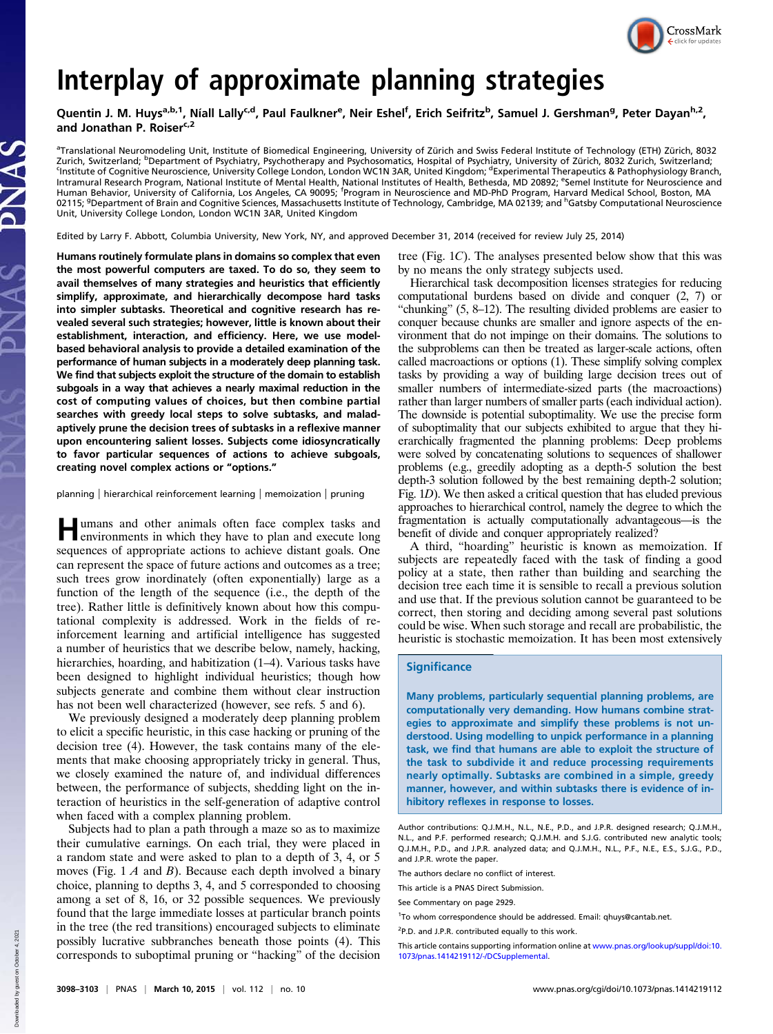# Interplay of approximate planning strategies

Quentin J. M. Huys[a,b,1], Níall Lally[c,d], Paul Faulkner[e], Neir Eshel[f], Erich Seifritz[b], Samuel J. Gershman[g], Peter Dayan[h,2], and Jonathan P. Roiser[c,2]

[a]Translational Neuromodeling Unit, Institute of Biomedical Engineering, University of Zürich and Swiss Federal Institute of Technology (ETH) Zürich, 8032 Zurich, Switzerland; [b]Department of Psychiatry, Psychotherapy and Psychosomatics, Hospital of Psychiatry, University of Zürich, 8032 Zurich, Switzerland; [c]Institute of Cognitive Neuroscience, University College London, London WC1N 3AR, United Kingdom; [d]Experimental Therapeutics & Pathophysiology Branch, Intramural Research Program, National Institute of Mental Health, National Institutes of Health, Bethesda, MD 20892; [e]Semel Institute for Neuroscience and Human Behavior, University of California, Los Angeles, CA 90095; [f]Program in Neuroscience and MD-PhD Program, Harvard Medical School, Boston, MA 02115; [g]Department of Brain and Cognitive Sciences, Massachusetts Institute of Technology, Cambridge, MA 02139; and [h]Gatsby Computational Neuroscience Unit, University College London, London WC1N 3AR, United Kingdom

Edited by Larry F. Abbott, Columbia University, New York, NY, and approved December 31, 2014 (received for review July 25, 2014)

**Humans routinely formulate plans in domains so complex that even the most powerful computers are taxed. To do so, they seem to avail themselves of many strategies and heuristics that efficiently simplify, approximate, and hierarchically decompose hard tasks into simpler subtasks. Theoretical and cognitive research has revealed several such strategies; however, little is known about their establishment, interaction, and efficiency. Here, we use model-based behavioral analysis to provide a detailed examination of the performance of human subjects in a moderately deep planning task. We find that subjects exploit the structure of the domain to establish subgoals in a way that achieves a nearly maximal reduction in the cost of computing values of choices, but then combine partial searches with greedy local steps to solve subtasks, and maladaptively prune the decision trees of subtasks in a reflexive manner upon encountering salient losses. Subjects come idiosyncratically to favor particular sequences of actions to achieve subgoals, creating novel complex actions or "options."**

planning | hierarchical reinforcement learning | memoization | pruning

Humans and other animals often face complex tasks and environments in which they have to plan and execute long sequences of appropriate actions to achieve distant goals. One can represent the space of future actions and outcomes as a tree; such trees grow inordinately (often exponentially) large as a function of the length of the sequence (i.e., the depth of the tree). Rather little is definitively known about how this computational complexity is addressed. Work in the fields of reinforcement learning and artificial intelligence has suggested a number of heuristics that we describe below, namely, hacking, hierarchies, hoarding, and habitization (1–4). Various tasks have been designed to highlight individual heuristics; though how subjects generate and combine them without clear instruction has not been well characterized (however, see refs. 5 and 6).

We previously designed a moderately deep planning problem to elicit a specific heuristic, in this case hacking or pruning of the decision tree (4). However, the task contains many of the elements that make choosing appropriately tricky in general. Thus, we closely examined the nature of, and individual differences between, the performance of subjects, shedding light on the interaction of heuristics in the self-generation of adaptive control when faced with a complex planning problem.

Subjects had to plan a path through a maze so as to maximize their cumulative earnings. On each trial, they were placed in a random state and were asked to plan to a depth of 3, 4, or 5 moves (Fig. 1 *A* and *B*). Because each depth involved a binary choice, planning to depths 3, 4, and 5 corresponded to choosing among a set of 8, 16, or 32 possible sequences. We previously found that the large immediate losses at particular branch points in the tree (the red transitions) encouraged subjects to eliminate possibly lucrative subbranches beneath those points (4). This corresponds to suboptimal pruning or "hacking" of the decision tree (Fig. 1*C*). The analyses presented below show that this was by no means the only strategy subjects used.

Hierarchical task decomposition licenses strategies for reducing computational burdens based on divide and conquer (2, 7) or "chunking" (5, 8–12). The resulting divided problems are easier to conquer because chunks are smaller and ignore aspects of the environment that do not impinge on their domains. The solutions to the subproblems can then be treated as larger-scale actions, often called macroactions or options (1). These simplify solving complex tasks by providing a way of building large decision trees out of smaller numbers of intermediate-sized parts (the macroactions) rather than larger numbers of smaller parts (each individual action). The downside is potential suboptimality. We use the precise form of suboptimality that our subjects exhibited to argue that they hierarchically fragmented the planning problems: Deep problems were solved by concatenating solutions to sequences of shallower problems (e.g., greedily adopting as a depth-5 solution the best depth-3 solution followed by the best remaining depth-2 solution; Fig. 1*D*). We then asked a critical question that has eluded previous approaches to hierarchical control, namely the degree to which the fragmentation is actually computationally advantageous—is the benefit of divide and conquer appropriately realized?

A third, "hoarding" heuristic is known as memoization. If subjects are repeatedly faced with the task of finding a good policy at a state, then rather than building and searching the decision tree each time it is sensible to recall a previous solution and use that. If the previous solution cannot be guaranteed to be correct, then storing and deciding among several past solutions could be wise. When such storage and recall are probabilistic, the heuristic is stochastic memoization. It has been most extensively

## Significance

**Many problems, particularly sequential planning problems, are computationally very demanding. How humans combine strategies to approximate and simplify these problems is not understood. Using modelling to unpick performance in a planning task, we find that humans are able to exploit the structure of the task to subdivide it and reduce processing requirements nearly optimally. Subtasks are combined in a simple, greedy manner, however, and within subtasks there is evidence of inhibitory reflexes in response to losses.**

Author contributions: Q.J.M.H., N.L., N.E., P.D., and J.P.R. designed research; Q.J.M.H., N.L., and P.F. performed research; Q.J.M.H. and S.J.G. contributed new analytic tools; Q.J.M.H., P.D., and J.P.R. analyzed data; and Q.J.M.H., N.L., P.F., N.E., E.S., S.J.G., P.D., and J.P.R. wrote the paper.

The authors declare no conflict of interest.

This article is a PNAS Direct Submission.

See Commentary on page 2929.

[1]To whom correspondence should be addressed. Email: qhuys@cantab.net.

[2]P.D. and J.P.R. contributed equally to this work.

This article contains supporting information online at www.pnas.org/lookup/suppl/doi:10.1073/pnas.1414219112/-/DCSupplemental.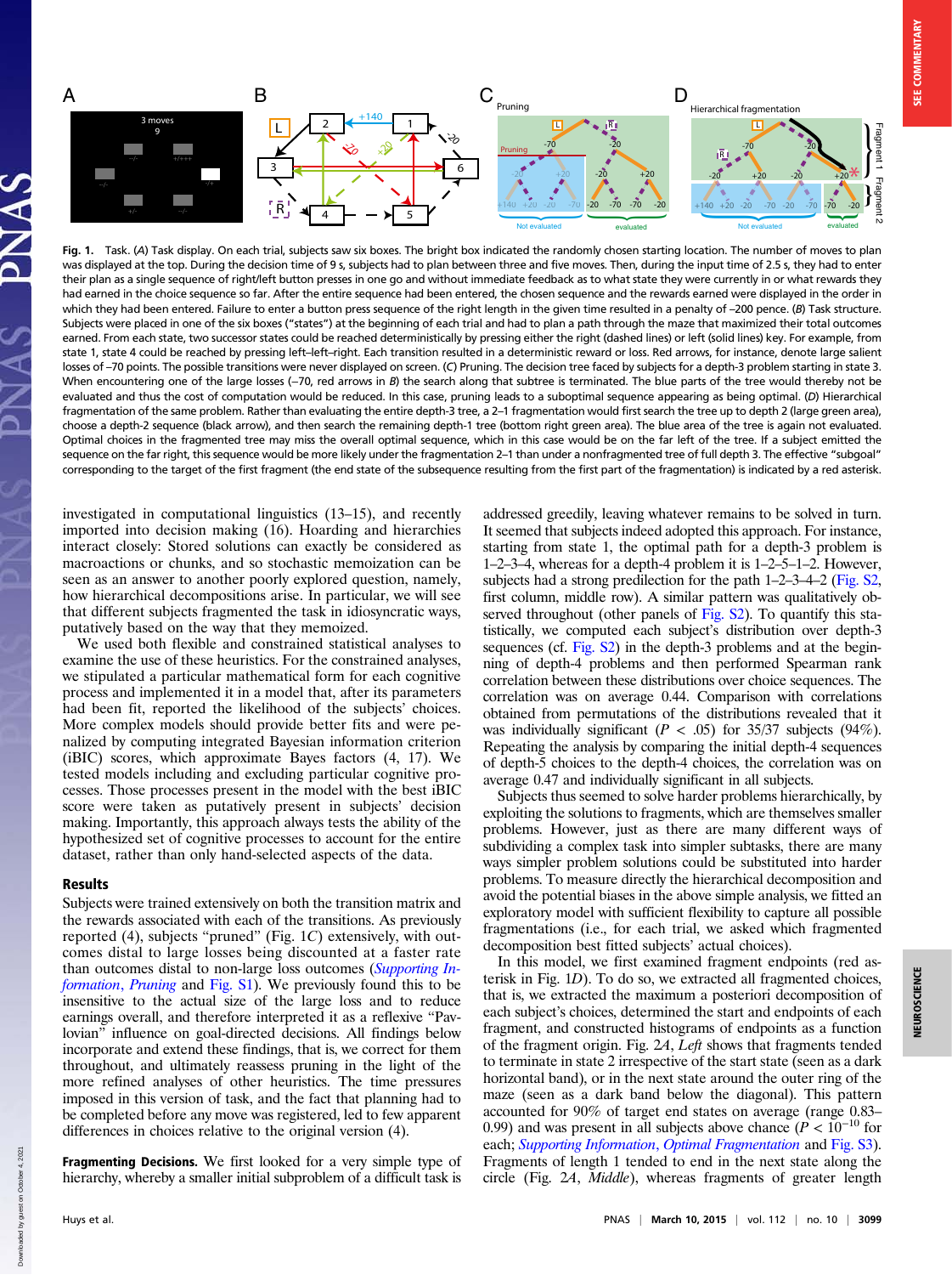Fig. 1. Task. (A) Task display. On each trial, subjects saw six boxes. The bright box indicated the randomly chosen starting location. The number of moves to plan was displayed at the top. During the decision time of 9 s, subjects had to plan between three and five moves. Then, during the input time of 2.5 s, they had to enter their plan as a single sequence of right/left button presses in one go and without immediate feedback as to what state they were currently in or what rewards they had earned in the choice sequence so far. After the entire sequence had been entered, the chosen sequence and the rewards earned were displayed in the order in which they had been entered. Failure to enter a button press sequence of the right length in the given time resulted in a penalty of –200 pence. (B) Task structure. Subjects were placed in one of the six boxes ("states") at the beginning of each trial and had to plan a path through the maze that maximized their total outcomes earned. From each state, two successor states could be reached deterministically by pressing either the right (dashed lines) or left (solid lines) key. For example, from state 1, state 4 could be reached by pressing left–left–right. Each transition resulted in a deterministic reward or loss. Red arrows, for instance, denote large salient losses of –70 points. The possible transitions were never displayed on screen. (C) Pruning. The decision tree faced by subjects for a depth-3 problem starting in state 3. When encountering one of the large losses (–70, red arrows in B) the search along that subtree is terminated. The blue parts of the tree would thereby not be evaluated and thus the cost of computation would be reduced. In this case, pruning leads to a suboptimal sequence appearing as being optimal. (D) Hierarchical fragmentation of the same problem. Rather than evaluating the entire depth-3 tree, a 2–1 fragmentation would first search the tree up to depth 2 (large green area), choose a depth-2 sequence (black arrow), and then search the remaining depth-1 tree (bottom right green area). The blue area of the tree is again not evaluated. Optimal choices in the fragmented tree may miss the overall optimal sequence, which in this case would be on the far left of the tree. If a subject emitted the sequence on the far right, this sequence would be more likely under the fragmentation 2–1 than under a nonfragmented tree of full depth 3. The effective "subgoal" corresponding to the target of the first fragment (the end state of the subsequence resulting from the first part of the fragmentation) is indicated by a red asterisk.

investigated in computational linguistics (13–15), and recently imported into decision making (16). Hoarding and hierarchies interact closely: Stored solutions can exactly be considered as macroactions or chunks, and so stochastic memoization can be seen as an answer to another poorly explored question, namely, how hierarchical decompositions arise. In particular, we will see that different subjects fragmented the task in idiosyncratic ways, putatively based on the way that they memoized.

We used both flexible and constrained statistical analyses to examine the use of these heuristics. For the constrained analyses, we stipulated a particular mathematical form for each cognitive process and implemented it in a model that, after its parameters had been fit, reported the likelihood of the subjects' choices. More complex models should provide better fits and were penalized by computing integrated Bayesian information criterion (iBIC) scores, which approximate Bayes factors (4, 17). We tested models including and excluding particular cognitive processes. Those processes present in the model with the best iBIC score were taken as putatively present in subjects' decision making. Importantly, this approach always tests the ability of the hypothesized set of cognitive processes to account for the entire dataset, rather than only hand-selected aspects of the data.

## Results

Subjects were trained extensively on both the transition matrix and the rewards associated with each of the transitions. As previously reported (4), subjects "pruned" (Fig. 1C) extensively, with outcomes distal to large losses being discounted at a faster rate than outcomes distal to non-large loss outcomes (*Supporting Information, Pruning* and Fig. S1). We previously found this to be insensitive to the actual size of the large loss and to reduce earnings overall, and therefore interpreted it as a reflexive "Pavlovian" influence on goal-directed decisions. All findings below incorporate and extend these findings, that is, we correct for them throughout, and ultimately reassess pruning in the light of the more refined analyses of other heuristics. The time pressures imposed in this version of task, and the fact that planning had to be completed before any move was registered, led to few apparent differences in choices relative to the original version (4).

**Fragmenting Decisions.** We first looked for a very simple type of hierarchy, whereby a smaller initial subproblem of a difficult task is addressed greedily, leaving whatever remains to be solved in turn. It seemed that subjects indeed adopted this approach. For instance, starting from state 1, the optimal path for a depth-3 problem is 1–2–3–4, whereas for a depth-4 problem it is 1–2–5–1–2. However, subjects had a strong predilection for the path 1–2–3–4–2 (Fig. S2, first column, middle row). A similar pattern was qualitatively observed throughout (other panels of Fig. S2). To quantify this statistically, we computed each subject's distribution over depth-3 sequences (cf. Fig. S2) in the depth-3 problems and at the beginning of depth-4 problems and then performed Spearman rank correlation between these distributions over choice sequences. The correlation was on average 0.44. Comparison with correlations obtained from permutations of the distributions revealed that it was individually significant ($P < .05$) for 35/37 subjects (94%). Repeating the analysis by comparing the initial depth-4 sequences of depth-5 choices to the depth-4 choices, the correlation was on average 0.47 and individually significant in all subjects.

Subjects thus seemed to solve harder problems hierarchically, by exploiting the solutions to fragments, which are themselves smaller problems. However, just as there are many different ways of subdividing a complex task into simpler subtasks, there are many ways simpler problem solutions could be substituted into harder problems. To measure directly the hierarchical decomposition and avoid the potential biases in the above simple analysis, we fitted an exploratory model with sufficient flexibility to capture all possible fragmentations (i.e., for each trial, we asked which fragmented decomposition best fitted subjects' actual choices).

In this model, we first examined fragment endpoints (red asterisk in Fig. 1D). To do so, we extracted all fragmented choices, that is, we extracted the maximum a posteriori decomposition of each subject's choices, determined the start and endpoints of each fragment, and constructed histograms of endpoints as a function of the fragment origin. Fig. 2A, *Left* shows that fragments tended to terminate in state 2 irrespective of the start state (seen as a dark horizontal band), or in the next state around the outer ring of the maze (seen as a dark band below the diagonal). This pattern accounted for 90% of target end states on average (range 0.83–0.99) and was present in all subjects above chance ($P < 10^{-10}$ for each; *Supporting Information, Optimal Fragmentation* and Fig. S3). Fragments of length 1 tended to end in the next state along the circle (Fig. 2A, *Middle*), whereas fragments of greater length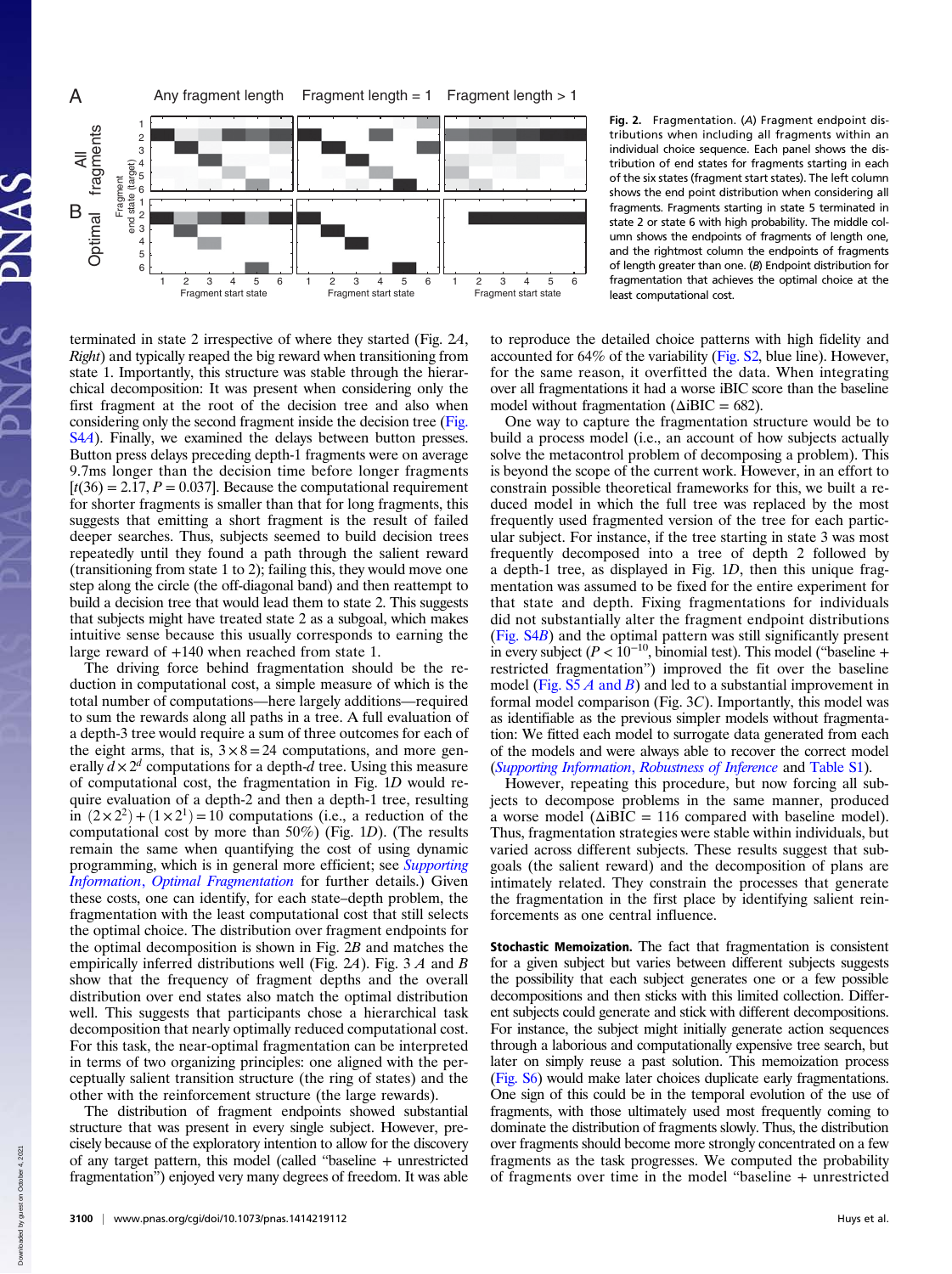**Fig. 2.** Fragmentation. (*A*) Fragment endpoint distributions when including all fragments within an individual choice sequence. Each panel shows the distribution of end states for fragments starting in each of the six states (fragment start states). The left column shows the end point distribution when considering all fragments. Fragments starting in state 5 terminated in state 2 or state 6 with high probability. The middle column shows the endpoints of fragments of length one, and the rightmost column the endpoints of fragments of length greater than one. (*B*) Endpoint distribution for fragmentation that achieves the optimal choice at the least computational cost.

terminated in state 2 irrespective of where they started (Fig. 2*A*, *Right*) and typically reaped the big reward when transitioning from state 1. Importantly, this structure was stable through the hierarchical decomposition: It was present when considering only the first fragment at the root of the decision tree and also when considering only the second fragment inside the decision tree (Fig. S4*A*). Finally, we examined the delays between button presses. Button press delays preceding depth-1 fragments were on average 9.7ms longer than the decision time before longer fragments [$t(36) = 2.17$, $P = 0.037$]. Because the computational requirement for shorter fragments is smaller than that for long fragments, this suggests that emitting a short fragment is the result of failed deeper searches. Thus, subjects seemed to build decision trees repeatedly until they found a path through the salient reward (transitioning from state 1 to 2); failing this, they would move one step along the circle (the off-diagonal band) and then reattempt to build a decision tree that would lead them to state 2. This suggests that subjects might have treated state 2 as a subgoal, which makes intuitive sense because this usually corresponds to earning the large reward of +140 when reached from state 1.

The driving force behind fragmentation should be the reduction in computational cost, a simple measure of which is the total number of computations—here largely additions—required to sum the rewards along all paths in a tree. A full evaluation of a depth-3 tree would require a sum of three outcomes for each of the eight arms, that is, $3 \times 8 = 24$ computations, and more generally $d \times 2^d$ computations for a depth-$d$ tree. Using this measure of computational cost, the fragmentation in Fig. 1*D* would require evaluation of a depth-2 and then a depth-1 tree, resulting in $(2 \times 2^2) + (1 \times 2^1) = 10$ computations (i.e., a reduction of the computational cost by more than 50%) (Fig. 1*D*). (The results remain the same when quantifying the cost of using dynamic programming, which is in general more efficient; see *Supporting Information*, *Optimal Fragmentation* for further details.) Given these costs, one can identify, for each state–depth problem, the fragmentation with the least computational cost that still selects the optimal choice. The distribution over fragment endpoints for the optimal decomposition is shown in Fig. 2*B* and matches the empirically inferred distributions well (Fig. 2*A*). Fig. 3 *A* and *B* show that the frequency of fragment depths and the overall distribution over end states also match the optimal distribution well. This suggests that participants chose a hierarchical task decomposition that nearly optimally reduced computational cost. For this task, the near-optimal fragmentation can be interpreted in terms of two organizing principles: one aligned with the perceptually salient transition structure (the ring of states) and the other with the reinforcement structure (the large rewards).

The distribution of fragment endpoints showed substantial structure that was present in every single subject. However, precisely because of the exploratory intention to allow for the discovery of any target pattern, this model (called "baseline + unrestricted fragmentation") enjoyed very many degrees of freedom. It was able to reproduce the detailed choice patterns with high fidelity and accounted for 64% of the variability (Fig. S2, blue line). However, for the same reason, it overfitted the data. When integrating over all fragmentations it had a worse iBIC score than the baseline model without fragmentation ($\Delta$iBIC = 682).

One way to capture the fragmentation structure would be to build a process model (i.e., an account of how subjects actually solve the metacontrol problem of decomposing a problem). This is beyond the scope of the current work. However, in an effort to constrain possible theoretical frameworks for this, we built a reduced model in which the full tree was replaced by the most frequently used fragmented version of the tree for each particular subject. For instance, if the tree starting in state 3 was most frequently decomposed into a tree of depth 2 followed by a depth-1 tree, as displayed in Fig. 1*D*, then this unique fragmentation was assumed to be fixed for the entire experiment for that state and depth. Fixing fragmentations for individuals did not substantially alter the fragment endpoint distributions (Fig. S4*B*) and the optimal pattern was still significantly present in every subject ($P < 10^{-10}$, binomial test). This model ("baseline + restricted fragmentation") improved the fit over the baseline model (Fig. S5 *A* and *B*) and led to a substantial improvement in formal model comparison (Fig. 3*C*). Importantly, this model was as identifiable as the previous simpler models without fragmentation: We fitted each model to surrogate data generated from each of the models and were always able to recover the correct model (*Supporting Information*, *Robustness of Inference* and Table S1).

However, repeating this procedure, but now forcing all subjects to decompose problems in the same manner, produced a worse model ($\Delta$iBIC = 116 compared with baseline model). Thus, fragmentation strategies were stable within individuals, but varied across different subjects. These results suggest that subgoals (the salient reward) and the decomposition of plans are intimately related. They constrain the processes that generate the fragmentation in the first place by identifying salient reinforcements as one central influence.

**Stochastic Memoization.** The fact that fragmentation is consistent for a given subject but varies between different subjects suggests the possibility that each subject generates one or a few possible decompositions and then sticks with this limited collection. Different subjects could generate and stick with different decompositions. For instance, the subject might initially generate action sequences through a laborious and computationally expensive tree search, but later on simply reuse a past solution. This memoization process (Fig. S6) would make later choices duplicate early fragmentations. One sign of this could be in the temporal evolution of the use of fragments, with those ultimately used most frequently coming to dominate the distribution of fragments slowly. Thus, the distribution over fragments should become more strongly concentrated on a few fragments as the task progresses. We computed the probability of fragments over time in the model "baseline + unrestricted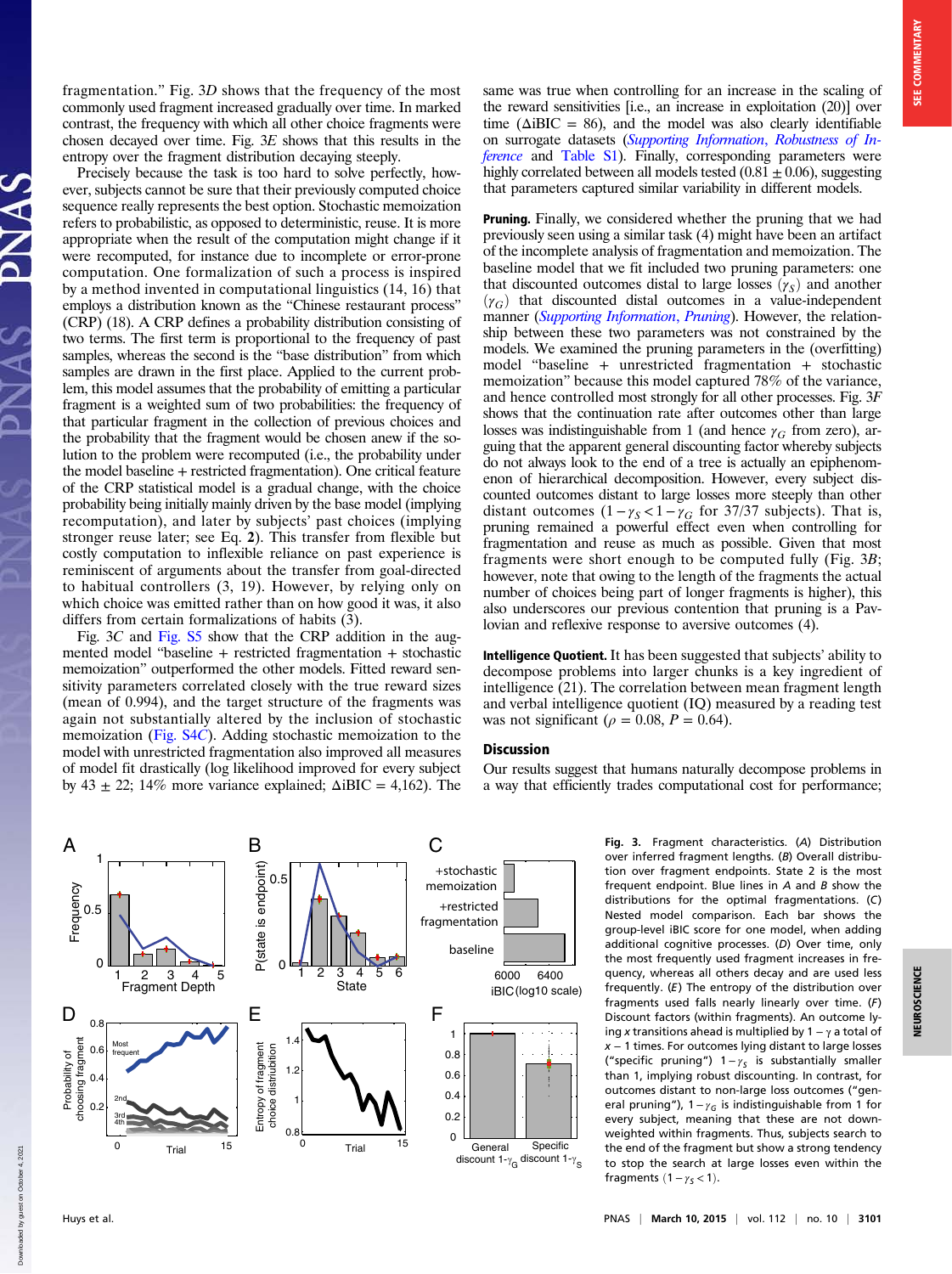fragmentation." Fig. 3*D* shows that the frequency of the most commonly used fragment increased gradually over time. In marked contrast, the frequency with which all other choice fragments were chosen decayed over time. Fig. 3*E* shows that this results in the entropy over the fragment distribution decaying steeply.

Precisely because the task is too hard to solve perfectly, however, subjects cannot be sure that their previously computed choice sequence really represents the best option. Stochastic memoization refers to probabilistic, as opposed to deterministic, reuse. It is more appropriate when the result of the computation might change if it were recomputed, for instance due to incomplete or error-prone computation. One formalization of such a process is inspired by a method invented in computational linguistics (14, 16) that employs a distribution known as the "Chinese restaurant process" (CRP) (18). A CRP defines a probability distribution consisting of two terms. The first term is proportional to the frequency of past samples, whereas the second is the "base distribution" from which samples are drawn in the first place. Applied to the current problem, this model assumes that the probability of emitting a particular fragment is a weighted sum of two probabilities: the frequency of that particular fragment in the collection of previous choices and the probability that the fragment would be chosen anew if the solution to the problem were recomputed (i.e., the probability under the model baseline + restricted fragmentation). One critical feature of the CRP statistical model is a gradual change, with the choice probability being initially mainly driven by the base model (implying recomputation), and later by subjects' past choices (implying stronger reuse later; see Eq. **2**). This transfer from flexible but costly computation to inflexible reliance on past experience is reminiscent of arguments about the transfer from goal-directed to habitual controllers (3, 19). However, by relying only on which choice was emitted rather than on how good it was, it also differs from certain formalizations of habits (3).

Fig. 3*C* and Fig. S5 show that the CRP addition in the augmented model "baseline + restricted fragmentation + stochastic memoization" outperformed the other models. Fitted reward sensitivity parameters correlated closely with the true reward sizes (mean of 0.994), and the target structure of the fragments was again not substantially altered by the inclusion of stochastic memoization (Fig. S4*C*). Adding stochastic memoization to the model with unrestricted fragmentation also improved all measures of model fit drastically (log likelihood improved for every subject by 43 ± 22; 14% more variance explained; ΔiBIC = 4,162). The same was true when controlling for an increase in the scaling of the reward sensitivities [i.e., an increase in exploitation (20)] over time (ΔiBIC = 86), and the model was also clearly identifiable on surrogate datasets (*Supporting Information*, *Robustness of Inference* and Table S1). Finally, corresponding parameters were highly correlated between all models tested (0.81 ± 0.06), suggesting that parameters captured similar variability in different models.

**Pruning.** Finally, we considered whether the pruning that we had previously seen using a similar task (4) might have been an artifact of the incomplete analysis of fragmentation and memoization. The baseline model that we fit included two pruning parameters: one that discounted outcomes distal to large losses ($\gamma_S$) and another ($\gamma_G$) that discounted distal outcomes in a value-independent manner (*Supporting Information*, *Pruning*). However, the relationship between these two parameters was not constrained by the models. We examined the pruning parameters in the (overfitting) model "baseline + unrestricted fragmentation + stochastic memoization" because this model captured 78% of the variance, and hence controlled most strongly for all other processes. Fig. 3*F* shows that the continuation rate after outcomes other than large losses was indistinguishable from 1 (and hence $\gamma_G$ from zero), arguing that the apparent general discounting factor whereby subjects do not always look to the end of a tree is actually an epiphenomenon of hierarchical decomposition. However, every subject discounted outcomes distant to large losses more steeply than other distant outcomes ($1-\gamma_S < 1-\gamma_G$ for 37/37 subjects). That is, pruning remained a powerful effect even when controlling for fragmentation and reuse as much as possible. Given that most fragments were short enough to be computed fully (Fig. 3*B*; however, note that owing to the length of the fragments the actual number of choices being part of longer fragments is higher), this also underscores our previous contention that pruning is a Pavlovian and reflexive response to aversive outcomes (4).

**Intelligence Quotient.** It has been suggested that subjects' ability to decompose problems into larger chunks is a key ingredient of intelligence (21). The correlation between mean fragment length and verbal intelligence quotient (IQ) measured by a reading test was not significant ($\rho = 0.08$, $P = 0.64$).

## Discussion

Our results suggest that humans naturally decompose problems in a way that efficiently trades computational cost for performance;

**Fig. 3.** Fragment characteristics. (*A*) Distribution over inferred fragment lengths. (*B*) Overall distribution over fragment endpoints. State 2 is the most frequent endpoint. Blue lines in *A* and *B* show the distributions for the optimal fragmentations. (*C*) Nested model comparison. Each bar shows the group-level iBIC score for one model, when adding additional cognitive processes. (*D*) Over time, only the most frequently used fragment increases in frequency, whereas all others decay and are used less frequently. (*E*) The entropy of the distribution over fragments used falls nearly linearly over time. (*F*) Discount factors (within fragments). An outcome lying $x$ transitions ahead is multiplied by $1-\gamma$ a total of $x-1$ times. For outcomes lying distant to large losses ("specific pruning") $1-\gamma_S$ is substantially smaller than 1, implying robust discounting. In contrast, for outcomes distant to non-large loss outcomes ("general pruning"), $1-\gamma_G$ is indistinguishable from 1 for every subject, meaning that these are not downweighted within fragments. Thus, subjects search to the end of the fragment but show a strong tendency to stop the search at large losses even within the fragments ($1-\gamma_S < 1$).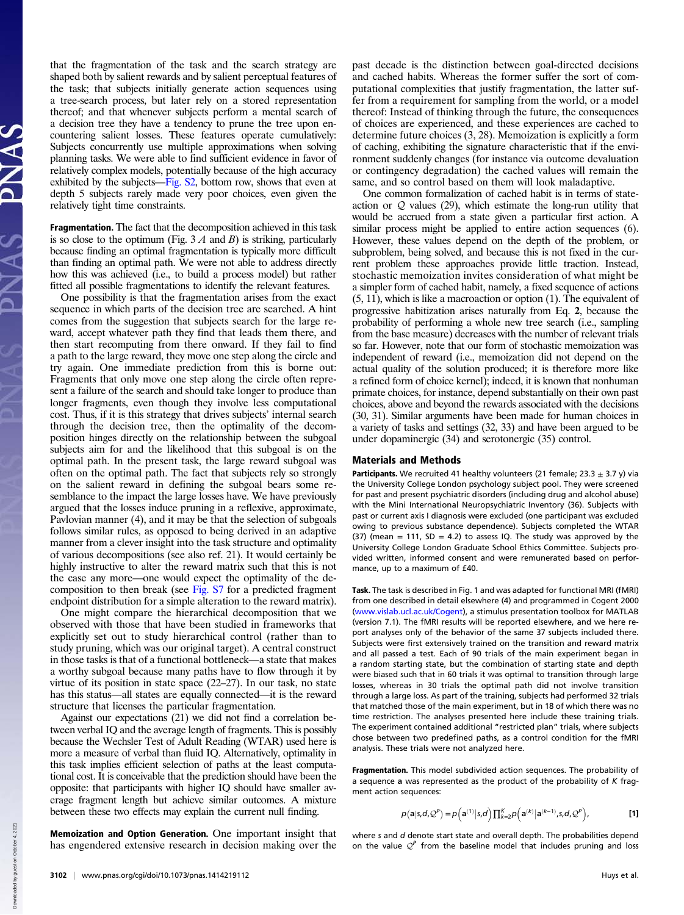that the fragmentation of the task and the search strategy are shaped both by salient rewards and by salient perceptual features of the task; that subjects initially generate action sequences using a tree-search process, but later rely on a stored representation thereof; and that whenever subjects perform a mental search of a decision tree they have a tendency to prune the tree upon encountering salient losses. These features operate cumulatively: Subjects concurrently use multiple approximations when solving planning tasks. We were able to find sufficient evidence in favor of relatively complex models, potentially because of the high accuracy exhibited by the subjects—Fig. S2, bottom row, shows that even at depth 5 subjects rarely made very poor choices, even given the relatively tight time constraints.

**Fragmentation.** The fact that the decomposition achieved in this task is so close to the optimum (Fig. 3 *A* and *B*) is striking, particularly because finding an optimal fragmentation is typically more difficult than finding an optimal path. We were not able to address directly how this was achieved (i.e., to build a process model) but rather fitted all possible fragmentations to identify the relevant features.

One possibility is that the fragmentation arises from the exact sequence in which parts of the decision tree are searched. A hint comes from the suggestion that subjects search for the large reward, accept whatever path they find that leads them there, and then start recomputing from there onward. If they fail to find a path to the large reward, they move one step along the circle and try again. One immediate prediction from this is borne out: Fragments that only move one step along the circle often represent a failure of the search and should take longer to produce than longer fragments, even though they involve less computational cost. Thus, if it is this strategy that drives subjects' internal search through the decision tree, then the optimality of the decomposition hinges directly on the relationship between the subgoal subjects aim for and the likelihood that this subgoal is on the optimal path. In the present task, the large reward subgoal was often on the optimal path. The fact that subjects rely so strongly on the salient reward in defining the subgoal bears some resemblance to the impact the large losses have. We have previously argued that the losses induce pruning in a reflexive, approximate, Pavlovian manner (4), and it may be that the selection of subgoals follows similar rules, as opposed to being derived in an adaptive manner from a clever insight into the task structure and optimality of various decompositions (see also ref. 21). It would certainly be highly instructive to alter the reward matrix such that this is not the case any more—one would expect the optimality of the decomposition to then break (see Fig. S7 for a predicted fragment endpoint distribution for a simple alteration to the reward matrix).

One might compare the hierarchical decomposition that we observed with those that have been studied in frameworks that explicitly set out to study hierarchical control (rather than to study pruning, which was our original target). A central construct in those tasks is that of a functional bottleneck—a state that makes a worthy subgoal because many paths have to flow through it by virtue of its position in state space (22–27). In our task, no state has this status—all states are equally connected—it is the reward structure that licenses the particular fragmentation.

Against our expectations (21) we did not find a correlation between verbal IQ and the average length of fragments. This is possibly because the Wechsler Test of Adult Reading (WTAR) used here is more a measure of verbal than fluid IQ. Alternatively, optimality in this task implies efficient selection of paths at the least computational cost. It is conceivable that the prediction should have been the opposite: that participants with higher IQ should have smaller average fragment length but achieve similar outcomes. A mixture between these two effects may explain the current null finding.

**Memoization and Option Generation.** One important insight that has engendered extensive research in decision making over the past decade is the distinction between goal-directed decisions and cached habits. Whereas the former suffer the sort of computational complexities that justify fragmentation, the latter suffer from a requirement for sampling from the world, or a model thereof: Instead of thinking through the future, the consequences of choices are experienced, and these experiences are cached to determine future choices (3, 28). Memoization is explicitly a form of caching, exhibiting the signature characteristic that if the environment suddenly changes (for instance via outcome devaluation or contingency degradation) the cached values will remain the same, and so control based on them will look maladaptive.

One common formalization of cached habit is in terms of state-action or $\mathcal{Q}$ values (29), which estimate the long-run utility that would be accrued from a state given a particular first action. A similar process might be applied to entire action sequences (6). However, these values depend on the depth of the problem, or subproblem, being solved, and because this is not fixed in the current problem these approaches provide little traction. Instead, stochastic memoization invites consideration of what might be a simpler form of cached habit, namely, a fixed sequence of actions (5, 11), which is like a macroaction or option (1). The equivalent of progressive habitization arises naturally from Eq. **2**, because the probability of performing a whole new tree search (i.e., sampling from the base measure) decreases with the number of relevant trials so far. However, note that our form of stochastic memoization was independent of reward (i.e., memoization did not depend on the actual quality of the solution produced; it is therefore more like a refined form of choice kernel); indeed, it is known that nonhuman primate choices, for instance, depend substantially on their own past choices, above and beyond the rewards associated with the decisions (30, 31). Similar arguments have been made for human choices in a variety of tasks and settings (32, 33) and have been argued to be under dopaminergic (34) and serotonergic (35) control.

## Materials and Methods

**Participants.** We recruited 41 healthy volunteers (21 female; 23.3 ± 3.7 y) via the University College London psychology subject pool. They were screened for past and present psychiatric disorders (including drug and alcohol abuse) with the Mini International Neuropsychiatric Inventory (36). Subjects with past or current axis I diagnosis were excluded (one participant was excluded owing to previous substance dependence). Subjects completed the WTAR (37) (mean = 111, SD = 4.2) to assess IQ. The study was approved by the University College London Graduate School Ethics Committee. Subjects provided written, informed consent and were remunerated based on performance, up to a maximum of £40.

**Task.** The task is described in Fig. 1 and was adapted for functional MRI (fMRI) from one described in detail elsewhere (4) and programmed in Cogent 2000 (www.vislab.ucl.ac.uk/Cogent), a stimulus presentation toolbox for MATLAB (version 7.1). The fMRI results will be reported elsewhere, and we here report analyses only of the behavior of the same 37 subjects included there. Subjects were first extensively trained on the transition and reward matrix and all passed a test. Each of 90 trials of the main experiment began in a random starting state, but the combination of starting state and depth were biased such that in 60 trials it was optimal to transition through large losses, whereas in 30 trials the optimal path did not involve transition through a large loss. As part of the training, subjects had performed 32 trials that matched those of the main experiment, but in 18 of which there was no time restriction. The analyses presented here include these training trials. The experiment contained additional "restricted plan" trials, where subjects chose between two predefined paths, as a control condition for the fMRI analysis. These trials were not analyzed here.

**Fragmentation.** This model subdivided action sequences. The probability of a sequence $\mathbf{a}$ was represented as the product of the probability of $K$ fragment action sequences:

$$p(\mathbf{a}|s,d,\mathcal{Q}^P) = p\left(\mathbf{a}^{(1)}|s,d\right)\prod_{k=2}^{K} p\left(\mathbf{a}^{(k)}|\mathbf{a}^{(k-1)},s,d,\mathcal{Q}^P\right), \qquad [1]$$

where $s$ and $d$ denote start state and overall depth. The probabilities depend on the value $\mathcal{Q}^P$ from the baseline model that includes pruning and loss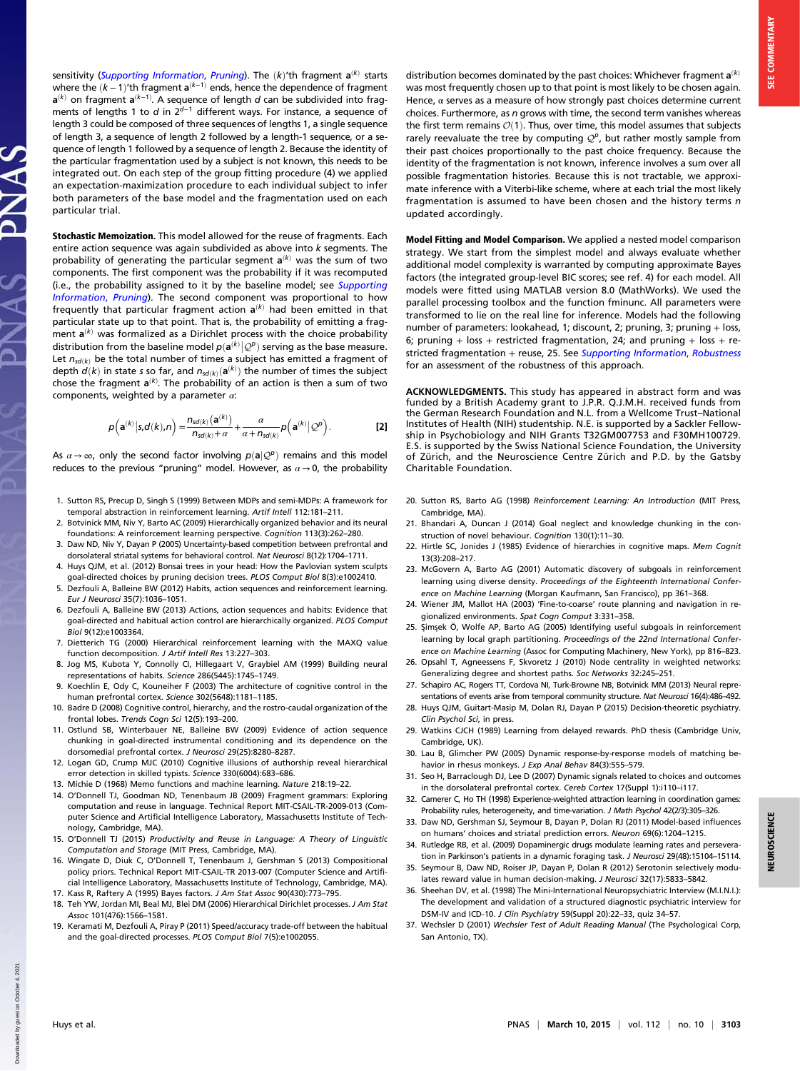sensitivity (*Supporting Information, Pruning*). The $(k)$'th fragment $\mathbf{a}^{(k)}$ starts where the $(k-1)$'th fragment $\mathbf{a}^{(k-1)}$ ends, hence the dependence of fragment $\mathbf{a}^{(k)}$ on fragment $\mathbf{a}^{(k-1)}$. A sequence of length $d$ can be subdivided into fragments of lengths 1 to $d$ in $2^{d-1}$ different ways. For instance, a sequence of length 3 could be composed of three sequences of lengths 1, a single sequence of length 3, a sequence of length 2 followed by a length-1 sequence, or a sequence of length 1 followed by a sequence of length 2. Because the identity of the particular fragmentation used by a subject is not known, this needs to be integrated out. On each step of the group fitting procedure (4) we applied an expectation-maximization procedure to each individual subject to infer both parameters of the base model and the fragmentation used on each particular trial.

**Stochastic Memoization.** This model allowed for the reuse of fragments. Each entire action sequence was again subdivided as above into $k$ segments. The probability of generating the particular segment $\mathbf{a}^{(k)}$ was the sum of two components. The first component was the probability if it was recomputed (i.e., the probability assigned to it by the baseline model; see *Supporting Information, Pruning*). The second component was proportional to how frequently that particular fragment action $\mathbf{a}^{(k)}$ had been emitted in that particular state up to that point. That is, the probability of emitting a fragment $\mathbf{a}^{(k)}$ was formalized as a Dirichlet process with the choice probability distribution from the baseline model $p(\mathbf{a}^{(k)}|\mathcal{Q}^p)$ serving as the base measure. Let $n_{sd(k)}$ be the total number of times a subject has emitted a fragment of depth $d(k)$ in state $s$ so far, and $n_{sd(k)}(\mathbf{a}^{(k)})$ the number of times the subject chose the fragment $\mathbf{a}^{(k)}$. The probability of an action is then a sum of two components, weighted by a parameter $\alpha$:

$$p\left(\mathbf{a}^{(k)}|s,d(k),n\right)=\frac{n_{sd(k)}\left(\mathbf{a}^{(k)}\right)}{n_{sd(k)}+\alpha}+\frac{\alpha}{\alpha+n_{sd(k)}}p\left(\mathbf{a}^{(k)}|\mathcal{Q}^p\right). \qquad [2]$$

As $\alpha\to\infty$, only the second factor involving $p(\mathbf{a}|\mathcal{Q}^p)$ remains and this model reduces to the previous "pruning" model. However, as $\alpha\to 0$, the probability distribution becomes dominated by the past choices: Whichever fragment $\mathbf{a}^{(k)}$ was most frequently chosen up to that point is most likely to be chosen again. Hence, $\alpha$ serves as a measure of how strongly past choices determine current choices. Furthermore, as $n$ grows with time, the second term vanishes whereas the first term remains $\mathcal{O}(1)$. Thus, over time, this model assumes that subjects rarely reevaluate the tree by computing $\mathcal{Q}^p$, but rather mostly sample from their past choices proportionally to the past choice frequency. Because the identity of the fragmentation is not known, inference involves a sum over all possible fragmentation histories. Because this is not tractable, we approximate inference with a Viterbi-like scheme, where at each trial the most likely fragmentation is assumed to have been chosen and the history terms $n$ updated accordingly.

**Model Fitting and Model Comparison.** We applied a nested model comparison strategy. We start from the simplest model and always evaluate whether additional model complexity is warranted by computing approximate Bayes factors (the integrated group-level BIC scores; see ref. 4) for each model. All models were fitted using MATLAB version 8.0 (MathWorks). We used the parallel processing toolbox and the function fminunc. All parameters were transformed to lie on the real line for inference. Models had the following number of parameters: lookahead, 1; discount, 2; pruning, 3; pruning + loss, 6; pruning + loss + restricted fragmentation, 24; and pruning + loss + restricted fragmentation + reuse, 25. See *Supporting Information, Robustness* for an assessment of the robustness of this approach.

**ACKNOWLEDGMENTS.** This study has appeared in abstract form and was funded by a British Academy grant to J.P.R. Q.J.M.H. received funds from the German Research Foundation and N.L. from a Wellcome Trust–National Institutes of Health (NIH) studentship. N.E. is supported by a Sackler Fellowship in Psychobiology and NIH Grants T32GM007753 and F30MH100729. E.S. is supported by the Swiss National Science Foundation, the University of Zürich, and the Neuroscience Centre Zürich and P.D. by the Gatsby Charitable Foundation.

1. Sutton RS, Precup D, Singh S (1999) Between MDPs and semi-MDPs: A framework for temporal abstraction in reinforcement learning. *Artif Intell* 112:181–211.
2. Botvinick MM, Niv Y, Barto AC (2009) Hierarchically organized behavior and its neural foundations: A reinforcement learning perspective. *Cognition* 113(3):262–280.
3. Daw ND, Niv Y, Dayan P (2005) Uncertainty-based competition between prefrontal and dorsolateral striatal systems for behavioral control. *Nat Neurosci* 8(12):1704–1711.
4. Huys QJM, et al. (2012) Bonsai trees in your head: How the Pavlovian system sculpts goal-directed choices by pruning decision trees. *PLOS Comput Biol* 8(3):e1002410.
5. Dezfouli A, Balleine BW (2012) Habits, action sequences and reinforcement learning. *Eur J Neurosci* 35(7):1036–1051.
6. Dezfouli A, Balleine BW (2013) Actions, action sequences and habits: Evidence that goal-directed and habitual action control are hierarchically organized. *PLOS Comput Biol* 9(12):e1003364.
7. Dietterich TG (2000) Hierarchical reinforcement learning with the MAXQ value function decomposition. *J Artif Intell Res* 13:227–303.
8. Jog MS, Kubota Y, Connolly CI, Hillegaart V, Graybiel AM (1999) Building neural representations of habits. *Science* 286(5445):1745–1749.
9. Koechlin E, Ody C, Kouneiher F (2003) The architecture of cognitive control in the human prefrontal cortex. *Science* 302(5648):1181–1185.
10. Badre D (2008) Cognitive control, hierarchy, and the rostro-caudal organization of the frontal lobes. *Trends Cogn Sci* 12(5):193–200.
11. Ostlund SB, Winterbauer NE, Balleine BW (2009) Evidence of action sequence chunking in goal-directed instrumental conditioning and its dependence on the dorsomedial prefrontal cortex. *J Neurosci* 29(25):8280–8287.
12. Logan GD, Crump MJC (2010) Cognitive illusions of authorship reveal hierarchical error detection in skilled typists. *Science* 330(6004):683–686.
13. Michie D (1968) Memo functions and machine learning. *Nature* 218:19–22.
14. O'Donnell TJ, Goodman ND, Tenenbaum JB (2009) Fragment grammars: Exploring computation and reuse in language. Technical Report MIT-CSAIL-TR-2009-013 (Computer Science and Artificial Intelligence Laboratory, Massachusetts Institute of Technology, Cambridge, MA).
15. O'Donnell TJ (2015) *Productivity and Reuse in Language: A Theory of Linguistic Computation and Storage* (MIT Press, Cambridge, MA).
16. Wingate D, Diuk C, O'Donnell T, Tenenbaum J, Gershman S (2013) Compositional policy priors. Technical Report MIT-CSAIL-TR 2013-007 (Computer Science and Artificial Intelligence Laboratory, Massachusetts Institute of Technology, Cambridge, MA).
17. Kass R, Raftery A (1995) Bayes factors. *J Am Stat Assoc* 90(430):773–795.
18. Teh YW, Jordan MI, Beal MJ, Blei DM (2006) Hierarchical Dirichlet processes. *J Am Stat Assoc* 101(476):1566–1581.
19. Keramati M, Dezfouli A, Piray P (2011) Speed/accuracy trade-off between the habitual and the goal-directed processes. *PLOS Comput Biol* 7(5):e1002055.
20. Sutton RS, Barto AG (1998) *Reinforcement Learning: An Introduction* (MIT Press, Cambridge, MA).
21. Bhandari A, Duncan J (2014) Goal neglect and knowledge chunking in the construction of novel behaviour. *Cognition* 130(1):11–30.
22. Hirtle SC, Jonides J (1985) Evidence of hierarchies in cognitive maps. *Mem Cognit* 13(3):208–217.
23. McGovern A, Barto AG (2001) Automatic discovery of subgoals in reinforcement learning using diverse density. *Proceedings of the Eighteenth International Conference on Machine Learning* (Morgan Kaufmann, San Francisco), pp 361–368.
24. Wiener JM, Mallot HA (2003) 'Fine-to-coarse' route planning and navigation in regionalized environments. *Spat Cogn Comput* 3:331–358.
25. Şimşek Ö, Wolfe AP, Barto AG (2005) Identifying useful subgoals in reinforcement learning by local graph partitioning. *Proceedings of the 22nd International Conference on Machine Learning* (Assoc for Computing Machinery, New York), pp 816–823.
26. Opsahl T, Agneessens F, Skvoretz J (2010) Node centrality in weighted networks: Generalizing degree and shortest paths. *Soc Networks* 32:245–251.
27. Schapiro AC, Rogers TT, Cordova NI, Turk-Browne NB, Botvinick MM (2013) Neural representations of events arise from temporal community structure. *Nat Neurosci* 16(4):486–492.
28. Huys QJM, Guitart-Masip M, Dolan RJ, Dayan P (2015) Decision-theoretic psychiatry. *Clin Psychol Sci*, in press.
29. Watkins CJCH (1989) Learning from delayed rewards. PhD thesis (Cambridge Univ, Cambridge, UK).
30. Lau B, Glimcher PW (2005) Dynamic response-by-response models of matching behavior in rhesus monkeys. *J Exp Anal Behav* 84(3):555–579.
31. Seo H, Barraclough DJ, Lee D (2007) Dynamic signals related to choices and outcomes in the dorsolateral prefrontal cortex. *Cereb Cortex* 17(Suppl 1):i110–i117.
32. Camerer C, Ho TH (1998) Experience-weighted attraction learning in coordination games: Probability rules, heterogeneity, and time-variation. *J Math Psychol* 42(2/3):305–326.
33. Daw ND, Gershman SJ, Seymour B, Dayan P, Dolan RJ (2011) Model-based influences on humans' choices and striatal prediction errors. *Neuron* 69(6):1204–1215.
34. Rutledge RB, et al. (2009) Dopaminergic drugs modulate learning rates and perseveration in Parkinson's patients in a dynamic foraging task. *J Neurosci* 29(48):15104–15114.
35. Seymour B, Daw ND, Roiser JP, Dayan P, Dolan R (2012) Serotonin selectively modulates reward value in human decision-making. *J Neurosci* 32(17):5833–5842.
36. Sheehan DV, et al. (1998) The Mini-International Neuropsychiatric Interview (M.I.N.I.): The development and validation of a structured diagnostic psychiatric interview for DSM-IV and ICD-10. *J Clin Psychiatry* 59(Suppl 20):22–33, quiz 34–57.
37. Wechsler D (2001) *Wechsler Test of Adult Reading Manual* (The Psychological Corp, San Antonio, TX).